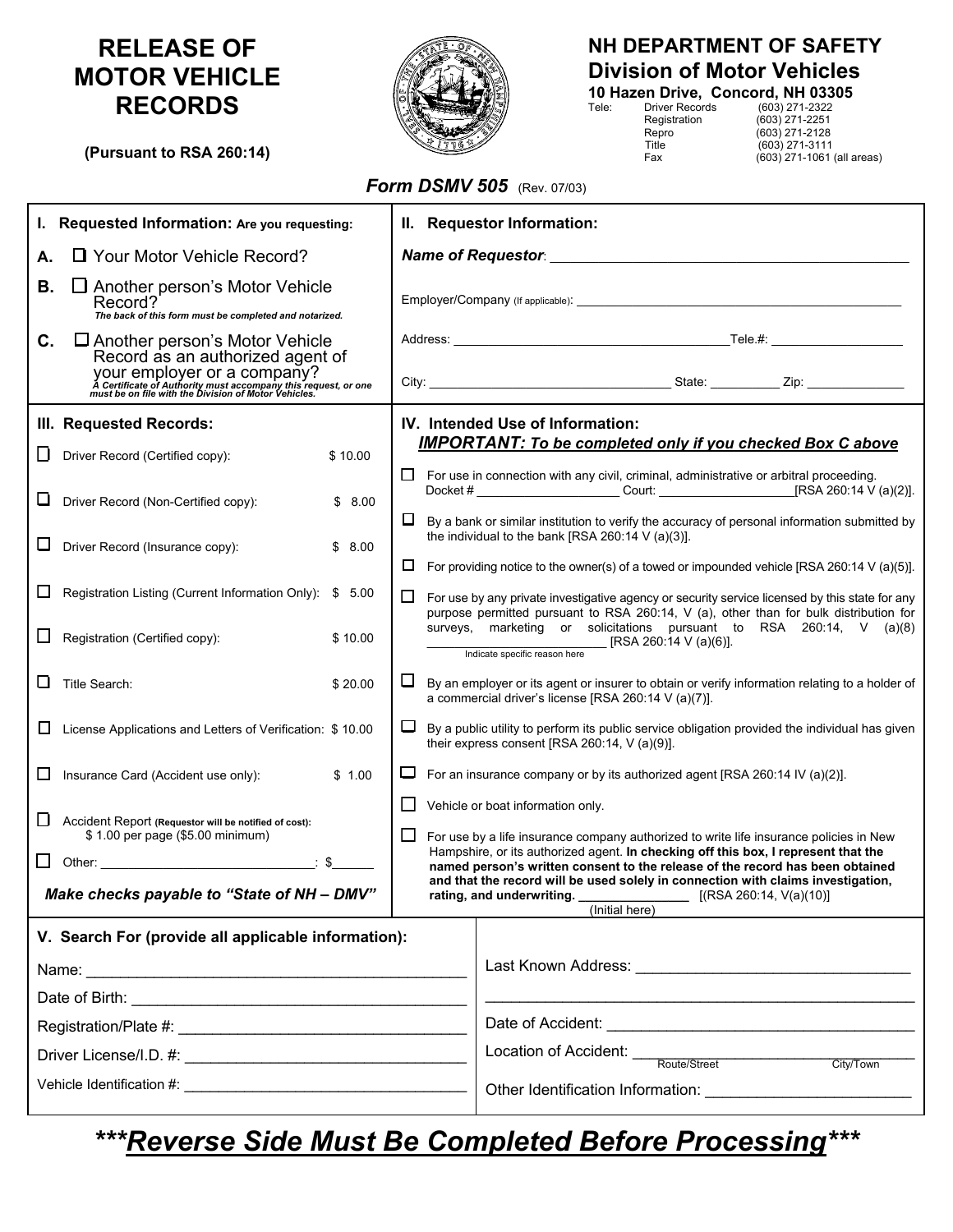# RELEASE OF MOTOR VEHICLE RECORDS

**(Pursuant to RSA 260:14)**

**NH DEPARTMENT OF SAFETY**
**Division of Motor Vehicles**
**10 Hazen Drive, Concord, NH 03305**

| Tele: | | |
|---|---|---|
| | Driver Records | (603) 271-2322 |
| | Registration | (603) 271-2251 |
| | Repro | (603) 271-2128 |
| | Title | (603) 271-3111 |
| | Fax | (603) 271-1061 (all areas) |

***Form DSMV 505*** (Rev. 07/03)

## I. Requested Information: Are you requesting:

**A.** ☐ Your Motor Vehicle Record?

**B.** ☐ Another person's Motor Vehicle Record?
*The back of this form must be completed and notarized.*

**C.** ☐ Another person's Motor Vehicle Record as an authorized agent of your employer or a company?
*A Certificate of Authority must accompany this request, or one must be on file with the Division of Motor Vehicles.*

## II. Requestor Information:

***Name of Requestor***: ______________________________

Employer/Company (If applicable): ______________________________

Address: ______________________________ Tele.#: ______________

City: ______________________ State: __________ Zip: ______________

## III. Requested Records:

| | Record | Fee |
|---|---|---|
| ☐ | Driver Record (Certified copy): | $ 10.00 |
| ☐ | Driver Record (Non-Certified copy): | $ 8.00 |
| ☐ | Driver Record (Insurance copy): | $ 8.00 |
| ☐ | Registration Listing (Current Information Only): | $ 5.00 |
| ☐ | Registration (Certified copy): | $ 10.00 |
| ☐ | Title Search: | $ 20.00 |
| ☐ | License Applications and Letters of Verification: | $ 10.00 |
| ☐ | Insurance Card (Accident use only): | $ 1.00 |
| ☐ | Accident Report (Requestor will be notified of cost): $ 1.00 per page ($5.00 minimum) | |
| ☐ | Other: ______________________________: | $______ |

***Make checks payable to "State of NH – DMV"***

## IV. Intended Use of Information:

***IMPORTANT: To be completed only if you checked Box C above***

☐ For use in connection with any civil, criminal, administrative or arbitral proceeding. Docket # ____________________ Court: ____________________ [RSA 260:14 V (a)(2)].

☐ By a bank or similar institution to verify the accuracy of personal information submitted by the individual to the bank [RSA 260:14 V (a)(3)].

☐ For providing notice to the owner(s) of a towed or impounded vehicle [RSA 260:14 V (a)(5)].

☐ For use by any private investigative agency or security service licensed by this state for any purpose permitted pursuant to RSA 260:14, V (a), other than for bulk distribution for surveys, marketing or solicitations pursuant to RSA 260:14, V (a)(8) ______________________ [RSA 260:14 V (a)(6)].
Indicate specific reason here

☐ By an employer or its agent or insurer to obtain or verify information relating to a holder of a commercial driver's license [RSA 260:14 V (a)(7)].

☐ By a public utility to perform its public service obligation provided the individual has given their express consent [RSA 260:14, V (a)(9)].

☐ For an insurance company or by its authorized agent [RSA 260:14 IV (a)(2)].

☐ Vehicle or boat information only.

☐ For use by a life insurance company authorized to write life insurance policies in New Hampshire, or its authorized agent. **In checking off this box, I represent that the named person's written consent to the release of the record has been obtained and that the record will be used solely in connection with claims investigation, rating, and underwriting.** ______________ [(RSA 260:14, V(a)(10)]
(Initial here)

## V. Search For (provide all applicable information):

Name: ______________________________

Date of Birth: ______________________________

Registration/Plate #: ______________________________

Driver License/I.D. #: ______________________________

Vehicle Identification #: ______________________________

Last Known Address: ______________________________

______________________________

Date of Accident: ______________________________

Location of Accident: ______________________________
Route/Street City/Town

Other Identification Information: ______________________________

# ****Reverse Side Must Be Completed Before Processing****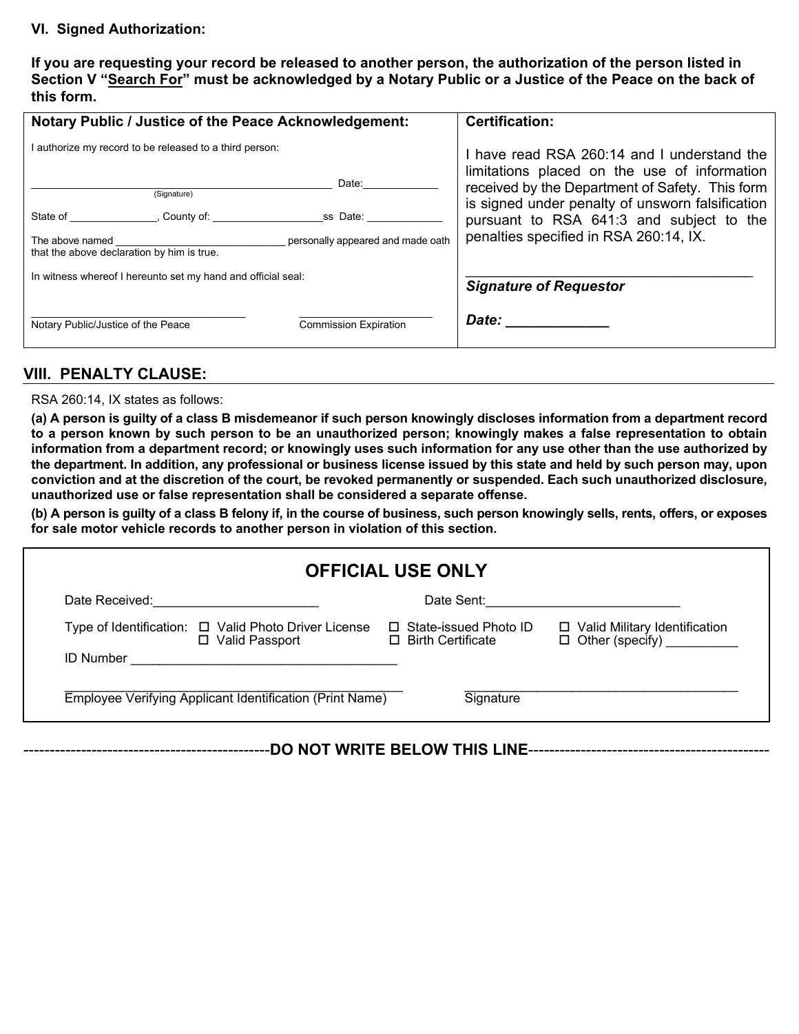**VI. Signed Authorization:**

**If you are requesting your record be released to another person, the authorization of the person listed in Section V "Search For" must be acknowledged by a Notary Public or a Justice of the Peace on the back of this form.**

| Notary Public / Justice of the Peace Acknowledgement: | Certification: |
|---|---|
| I authorize my record to be released to a third person:<br><br>______________________________ Date:__________<br>(Signature)<br><br>State of ____________, County of: ______________ss Date: __________<br><br>The above named ______________________ personally appeared and made oath that the above declaration by him is true.<br><br>In witness whereof I hereunto set my hand and official seal:<br><br>______________________________ ____________________<br>Notary Public/Justice of the Peace Commission Expiration | I have read RSA 260:14 and I understand the limitations placed on the use of information received by the Department of Safety. This form is signed under penalty of unsworn falsification pursuant to RSA 641:3 and subject to the penalties specified in RSA 260:14, IX.<br><br>______________________________<br>***Signature of Requestor***<br><br>***Date:*** __________ |

## VIII. PENALTY CLAUSE:

RSA 260:14, IX states as follows:

**(a) A person is guilty of a class B misdemeanor if such person knowingly discloses information from a department record to a person known by such person to be an unauthorized person; knowingly makes a false representation to obtain information from a department record; or knowingly uses such information for any use other than the use authorized by the department. In addition, any professional or business license issued by this state and held by such person may, upon conviction and at the discretion of the court, be revoked permanently or suspended. Each such unauthorized disclosure, unauthorized use or false representation shall be considered a separate offense.**

**(b) A person is guilty of a class B felony if, in the course of business, such person knowingly sells, rents, offers, or exposes for sale motor vehicle records to another person in violation of this section.**

## OFFICIAL USE ONLY

Date Received:______________________ Date Sent:__________________________

Type of Identification: ☐ Valid Photo Driver License ☐ Valid Passport ☐ State-issued Photo ID ☐ Birth Certificate ☐ Valid Military Identification ☐ Other (specify) __________

ID Number ___________________________________

___________________________________ ___________________________________
Employee Verifying Applicant Identification (Print Name) Signature

-------------------------------------------**DO NOT WRITE BELOW THIS LINE**-------------------------------------------